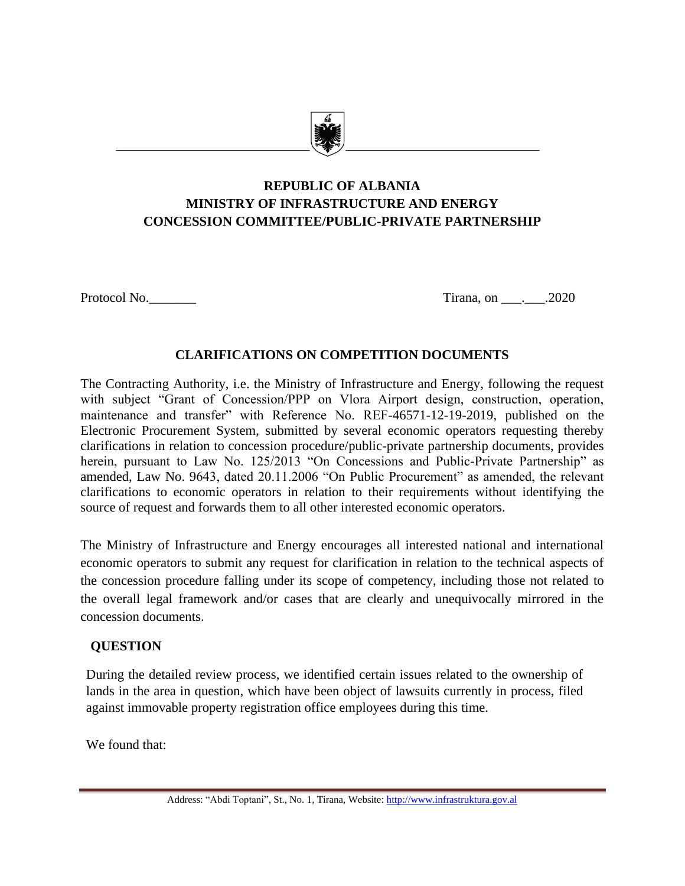**REPUBLIC OF ALBANIA**
**MINISTRY OF INFRASTRUCTURE AND ENERGY**
**CONCESSION COMMITTEE/PUBLIC-PRIVATE PARTNERSHIP**

Protocol No.\_\_\_\_\_\_\_ Tirana, on \_\_\_.\_\_\_.2020

## CLARIFICATIONS ON COMPETITION DOCUMENTS

The Contracting Authority, i.e. the Ministry of Infrastructure and Energy, following the request with subject "Grant of Concession/PPP on Vlora Airport design, construction, operation, maintenance and transfer" with Reference No. REF-46571-12-19-2019, published on the Electronic Procurement System, submitted by several economic operators requesting thereby clarifications in relation to concession procedure/public-private partnership documents, provides herein, pursuant to Law No. 125/2013 "On Concessions and Public-Private Partnership" as amended, Law No. 9643, dated 20.11.2006 "On Public Procurement" as amended, the relevant clarifications to economic operators in relation to their requirements without identifying the source of request and forwards them to all other interested economic operators.

The Ministry of Infrastructure and Energy encourages all interested national and international economic operators to submit any request for clarification in relation to the technical aspects of the concession procedure falling under its scope of competency, including those not related to the overall legal framework and/or cases that are clearly and unequivocally mirrored in the concession documents.

### QUESTION

During the detailed review process, we identified certain issues related to the ownership of lands in the area in question, which have been object of lawsuits currently in process, filed against immovable property registration office employees during this time.

We found that: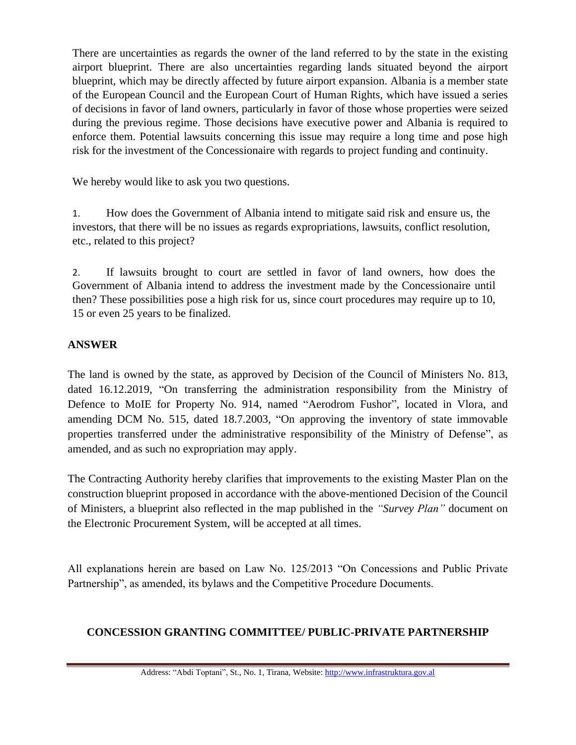There are uncertainties as regards the owner of the land referred to by the state in the existing airport blueprint. There are also uncertainties regarding lands situated beyond the airport blueprint, which may be directly affected by future airport expansion. Albania is a member state of the European Council and the European Court of Human Rights, which have issued a series of decisions in favor of land owners, particularly in favor of those whose properties were seized during the previous regime. Those decisions have executive power and Albania is required to enforce them. Potential lawsuits concerning this issue may require a long time and pose high risk for the investment of the Concessionaire with regards to project funding and continuity.

We hereby would like to ask you two questions.

1. How does the Government of Albania intend to mitigate said risk and ensure us, the investors, that there will be no issues as regards expropriations, lawsuits, conflict resolution, etc., related to this project?

2. If lawsuits brought to court are settled in favor of land owners, how does the Government of Albania intend to address the investment made by the Concessionaire until then? These possibilities pose a high risk for us, since court procedures may require up to 10, 15 or even 25 years to be finalized.

**ANSWER**

The land is owned by the state, as approved by Decision of the Council of Ministers No. 813, dated 16.12.2019, "On transferring the administration responsibility from the Ministry of Defence to MoIE for Property No. 914, named "Aerodrom Fushor", located in Vlora, and amending DCM No. 515, dated 18.7.2003, "On approving the inventory of state immovable properties transferred under the administrative responsibility of the Ministry of Defense", as amended, and as such no expropriation may apply.

The Contracting Authority hereby clarifies that improvements to the existing Master Plan on the construction blueprint proposed in accordance with the above-mentioned Decision of the Council of Ministers, a blueprint also reflected in the map published in the *"Survey Plan"* document on the Electronic Procurement System, will be accepted at all times.

All explanations herein are based on Law No. 125/2013 "On Concessions and Public Private Partnership", as amended, its bylaws and the Competitive Procedure Documents.

**CONCESSION GRANTING COMMITTEE/ PUBLIC-PRIVATE PARTNERSHIP**